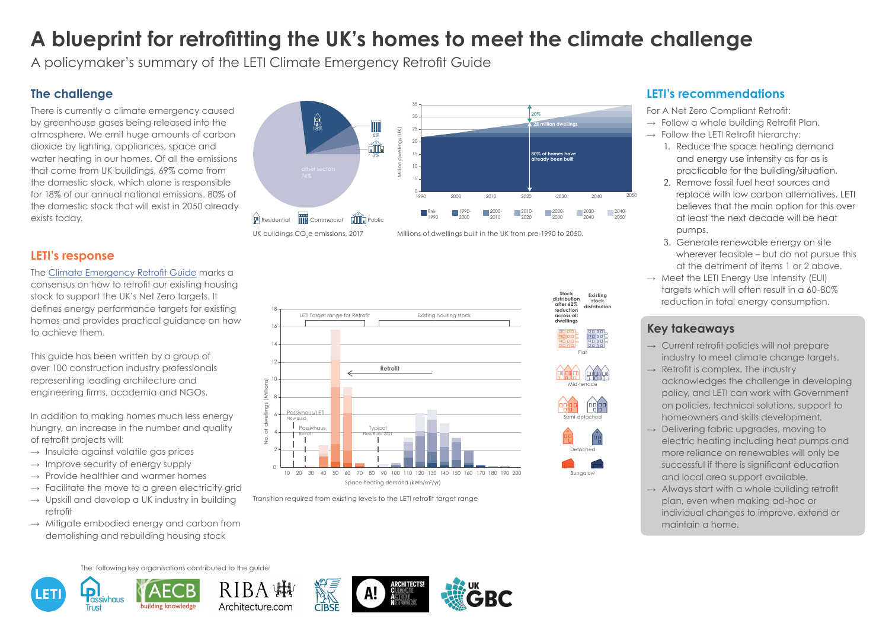# A blueprint for retrofitting the UK's homes to meet the climate challenge

A policymaker's summary of the LETI Climate Emergency Retrofit Guide

## The challenge

There is currently a climate emergency caused by greenhouse gases being released into the atmosphere. We emit huge amounts of carbon dioxide by lighting, appliances, space and water heating in our homes. Of all the emissions that come from UK buildings, 69% come from the domestic stock, which alone is responsible for 18% of our annual national emissions. 80% of the domestic stock that will exist in 2050 already exists today.

UK buildings $CO_2e$ emissions, 2017

Millions of dwellings built in the UK from pre-1990 to 2050.

## LETI's response

The Climate Emergency Retrofit Guide marks a consensus on how to retrofit our existing housing stock to support the UK's Net Zero targets. It defines energy performance targets for existing homes and provides practical guidance on how to achieve them.

This guide has been written by a group of over 100 construction industry professionals representing leading architecture and engineering firms, academia and NGOs.

In addition to making homes much less energy hungry, an increase in the number and quality of retrofit projects will:

- → Insulate against volatile gas prices
- → Improve security of energy supply
- → Provide healthier and warmer homes
- → Facilitate the move to a green electricity grid
- → Upskill and develop a UK industry in building retrofit
- → Mitigate embodied energy and carbon from demolishing and rebuilding housing stock

Transition required from existing levels to the LETI retrofit target range

## LETI's recommendations

For A Net Zero Compliant Retrofit:

- → Follow a whole building Retrofit Plan.
- → Follow the LETI Retrofit hierarchy:
  1. Reduce the space heating demand and energy use intensity as far as is practicable for the building/situation.
  2. Remove fossil fuel heat sources and replace with low carbon alternatives. LETI believes that the main option for this over at least the next decade will be heat pumps.
  3. Generate renewable energy on site wherever feasible – but do not pursue this at the detriment of items 1 or 2 above.
- → Meet the LETI Energy Use Intensity (EUI) targets which will often result in a 60-80% reduction in total energy consumption.

## Key takeaways

- → Current retrofit policies will not prepare industry to meet climate change targets.
- → Retrofit is complex. The industry acknowledges the challenge in developing policy, and LETI can work with Government on policies, technical solutions, support to homeowners and skills development.
- → Delivering fabric upgrades, moving to electric heating including heat pumps and more reliance on renewables will only be successful if there is significant education and local area support available.
- → Always start with a whole building retrofit plan, even when making ad-hoc or individual changes to improve, extend or maintain a home.

The following key organisations contributed to the guide: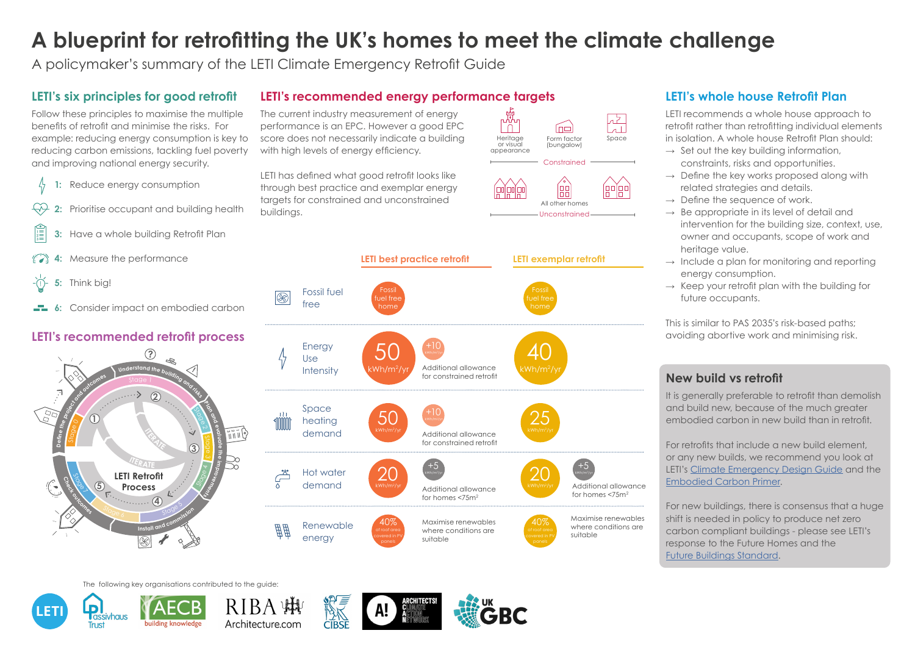# A blueprint for retrofitting the UK's homes to meet the climate challenge

A policymaker's summary of the LETI Climate Emergency Retrofit Guide

## LETI's six principles for good retrofit

Follow these principles to maximise the multiple benefits of retrofit and minimise the risks. For example: reducing energy consumption is key to reducing carbon emissions, tackling fuel poverty and improving national energy security.

1: Reduce energy consumption

2: Prioritise occupant and building health

3: Have a whole building Retrofit Plan

4: Measure the performance

5: Think big!

6: Consider impact on embodied carbon

## LETI's recommended retrofit process

Understand the building and risks – Stage 1

Plan and evaluate the improvements – Stage 2, Stage 3

Stage 4

Install and commission – Stage 5, Stage 6

Check outcomes – Stage 7

Define the project and outcomes – Stage 0

ITERATE

ITERATE

LETI Retrofit Process

① ② ③ ④ ⑤

## LETI's recommended energy performance targets

The current industry measurement of energy performance is an EPC. However a good EPC score does not necessarily indicate a building with high levels of energy efficiency.

LETI has defined what good retrofit looks like through best practice and exemplar energy targets for constrained and unconstrained buildings.

Constrained: Heritage or visual appearance; Form factor (bungalow); Space

Unconstrained: All other homes

| | LETI best practice retrofit | | LETI exemplar retrofit | |
|---|---|---|---|---|
| Fossil fuel free | Fossil fuel free home | | Fossil fuel free home | |
| Energy Use Intensity | 50 kWh/m²/yr | +10 kWh/m²/yr Additional allowance for constrained retrofit | 40 kWh/m²/yr | |
| Space heating demand | 50 kWh/m²/yr | +10 kWh/m²/yr Additional allowance for constrained retrofit | 25 kWh/m²/yr | |
| Hot water demand | 20 kWh/m²/yr | +5 kWh/m²/yr Additional allowance for homes <75m² | 20 kWh/m²/yr | +5 kWh/m²/yr Additional allowance for homes <75m² |
| Renewable energy | 40% of roof area covered in PV panels | Maximise renewables where conditions are suitable | 40% of roof area covered in PV panels | Maximise renewables where conditions are suitable |

## LETI's whole house Retrofit Plan

LETI recommends a whole house approach to retrofit rather than retrofitting individual elements in isolation. A whole house Retrofit Plan should:

→ Set out the key building information, constraints, risks and opportunities.
→ Define the key works proposed along with related strategies and details.
→ Define the sequence of work.
→ Be appropriate in its level of detail and intervention for the building size, context, use, owner and occupants, scope of work and heritage value.
→ Include a plan for monitoring and reporting energy consumption.
→ Keep your retrofit plan with the building for future occupants.

This is similar to PAS 2035's risk-based paths; avoiding abortive work and minimising risk.

## New build vs retrofit

It is generally preferable to retrofit than demolish and build new, because of the much greater embodied carbon in new build than in retrofit.

For retrofits that include a new build element, or any new builds, we recommend you look at LETI's Climate Emergency Design Guide and the Embodied Carbon Primer.

For new buildings, there is consensus that a huge shift is needed in policy to produce net zero carbon compliant buildings - please see LETI's response to the Future Homes and the Future Buildings Standard.

The following key organisations contributed to the guide:

LETI, Passivhaus Trust, AECB building knowledge, RIBA Architecture.com, CIBSE, Architects Climate Action Network, UKGBC